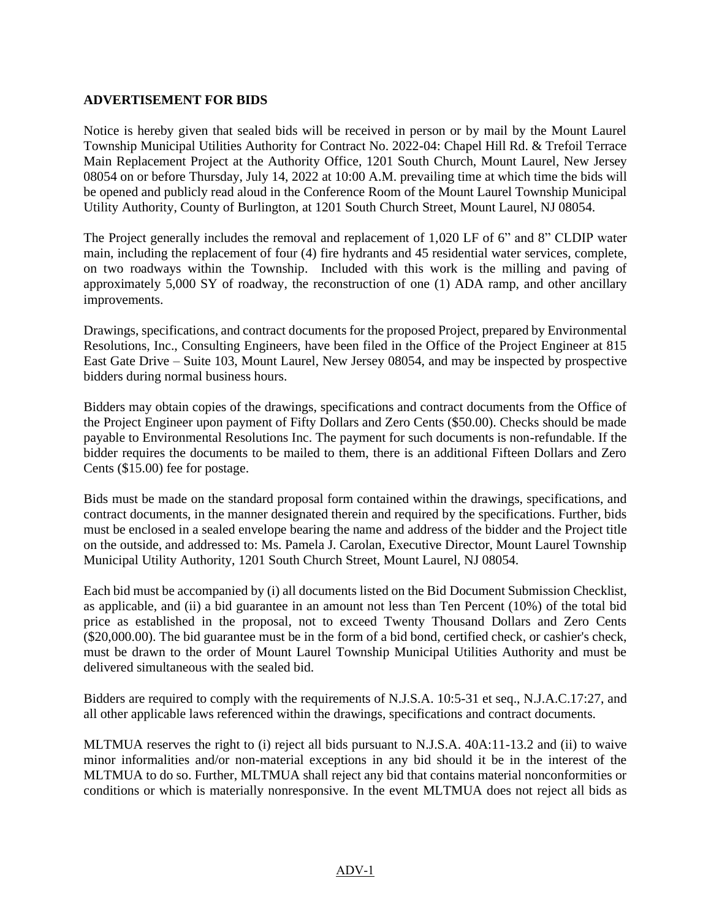## ADVERTISEMENT FOR BIDS

Notice is hereby given that sealed bids will be received in person or by mail by the Mount Laurel Township Municipal Utilities Authority for Contract No. 2022-04: Chapel Hill Rd. & Trefoil Terrace Main Replacement Project at the Authority Office, 1201 South Church, Mount Laurel, New Jersey 08054 on or before Thursday, July 14, 2022 at 10:00 A.M. prevailing time at which time the bids will be opened and publicly read aloud in the Conference Room of the Mount Laurel Township Municipal Utility Authority, County of Burlington, at 1201 South Church Street, Mount Laurel, NJ 08054.

The Project generally includes the removal and replacement of 1,020 LF of 6" and 8" CLDIP water main, including the replacement of four (4) fire hydrants and 45 residential water services, complete, on two roadways within the Township. Included with this work is the milling and paving of approximately 5,000 SY of roadway, the reconstruction of one (1) ADA ramp, and other ancillary improvements.

Drawings, specifications, and contract documents for the proposed Project, prepared by Environmental Resolutions, Inc., Consulting Engineers, have been filed in the Office of the Project Engineer at 815 East Gate Drive – Suite 103, Mount Laurel, New Jersey 08054, and may be inspected by prospective bidders during normal business hours.

Bidders may obtain copies of the drawings, specifications and contract documents from the Office of the Project Engineer upon payment of Fifty Dollars and Zero Cents ($50.00). Checks should be made payable to Environmental Resolutions Inc. The payment for such documents is non-refundable. If the bidder requires the documents to be mailed to them, there is an additional Fifteen Dollars and Zero Cents ($15.00) fee for postage.

Bids must be made on the standard proposal form contained within the drawings, specifications, and contract documents, in the manner designated therein and required by the specifications. Further, bids must be enclosed in a sealed envelope bearing the name and address of the bidder and the Project title on the outside, and addressed to: Ms. Pamela J. Carolan, Executive Director, Mount Laurel Township Municipal Utility Authority, 1201 South Church Street, Mount Laurel, NJ 08054.

Each bid must be accompanied by (i) all documents listed on the Bid Document Submission Checklist, as applicable, and (ii) a bid guarantee in an amount not less than Ten Percent (10%) of the total bid price as established in the proposal, not to exceed Twenty Thousand Dollars and Zero Cents ($20,000.00). The bid guarantee must be in the form of a bid bond, certified check, or cashier's check, must be drawn to the order of Mount Laurel Township Municipal Utilities Authority and must be delivered simultaneous with the sealed bid.

Bidders are required to comply with the requirements of N.J.S.A. 10:5-31 et seq., N.J.A.C.17:27, and all other applicable laws referenced within the drawings, specifications and contract documents.

MLTMUA reserves the right to (i) reject all bids pursuant to N.J.S.A. 40A:11-13.2 and (ii) to waive minor informalities and/or non-material exceptions in any bid should it be in the interest of the MLTMUA to do so. Further, MLTMUA shall reject any bid that contains material nonconformities or conditions or which is materially nonresponsive. In the event MLTMUA does not reject all bids as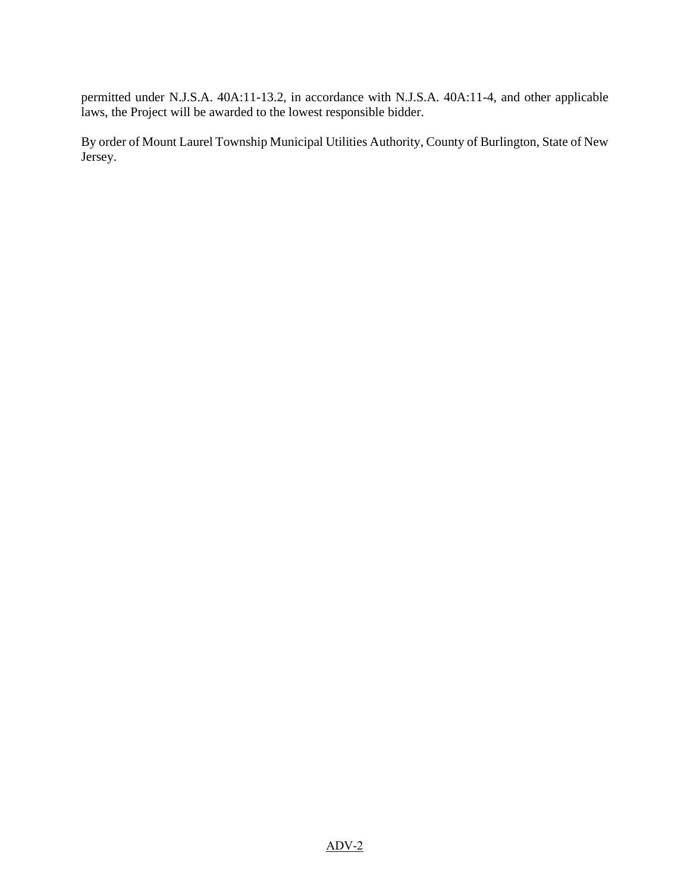permitted under N.J.S.A. 40A:11-13.2, in accordance with N.J.S.A. 40A:11-4, and other applicable laws, the Project will be awarded to the lowest responsible bidder.

By order of Mount Laurel Township Municipal Utilities Authority, County of Burlington, State of New Jersey.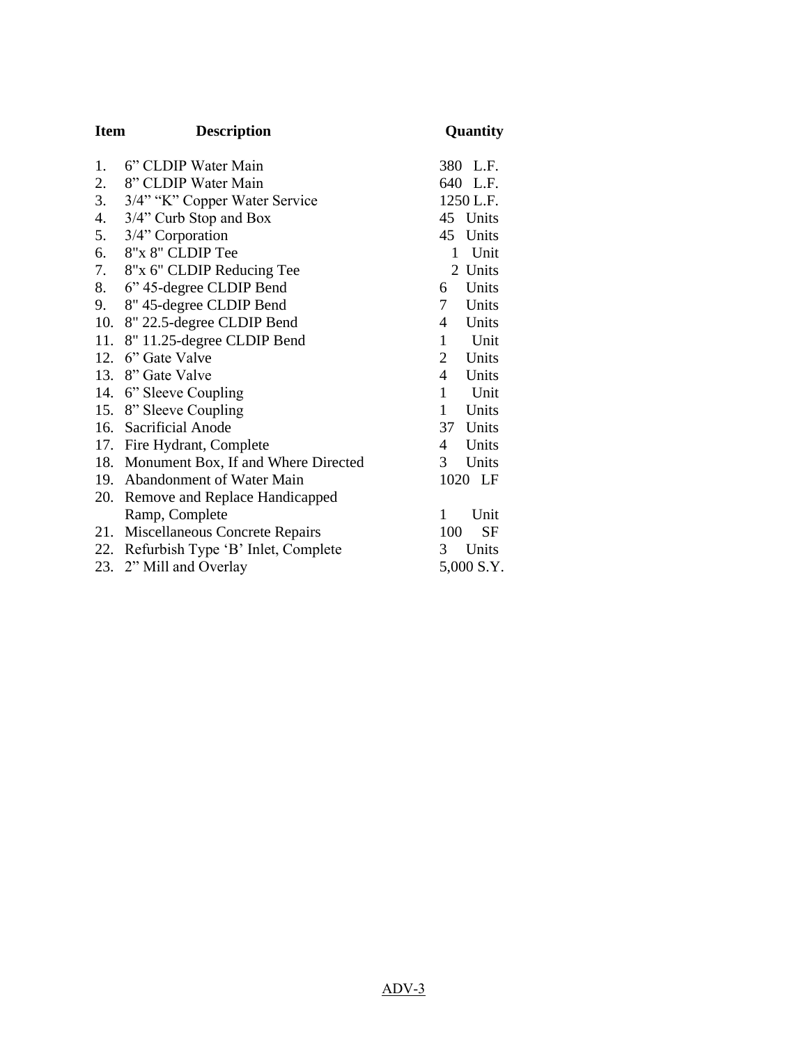| Item | Description | Quantity |
|---|---|---|
| 1. | 6" CLDIP Water Main | 380 L.F. |
| 2. | 8" CLDIP Water Main | 640 L.F. |
| 3. | 3/4" "K" Copper Water Service | 1250 L.F. |
| 4. | 3/4" Curb Stop and Box | 45 Units |
| 5. | 3/4" Corporation | 45 Units |
| 6. | 8"x 8" CLDIP Tee | 1 Unit |
| 7. | 8"x 6" CLDIP Reducing Tee | 2 Units |
| 8. | 6" 45-degree CLDIP Bend | 6 Units |
| 9. | 8" 45-degree CLDIP Bend | 7 Units |
| 10. | 8" 22.5-degree CLDIP Bend | 4 Units |
| 11. | 8" 11.25-degree CLDIP Bend | 1 Unit |
| 12. | 6" Gate Valve | 2 Units |
| 13. | 8" Gate Valve | 4 Units |
| 14. | 6" Sleeve Coupling | 1 Unit |
| 15. | 8" Sleeve Coupling | 1 Units |
| 16. | Sacrificial Anode | 37 Units |
| 17. | Fire Hydrant, Complete | 4 Units |
| 18. | Monument Box, If and Where Directed | 3 Units |
| 19. | Abandonment of Water Main | 1020 LF |
| 20. | Remove and Replace Handicapped Ramp, Complete | 1 Unit |
| 21. | Miscellaneous Concrete Repairs | 100 SF |
| 22. | Refurbish Type 'B' Inlet, Complete | 3 Units |
| 23. | 2" Mill and Overlay | 5,000 S.Y. |